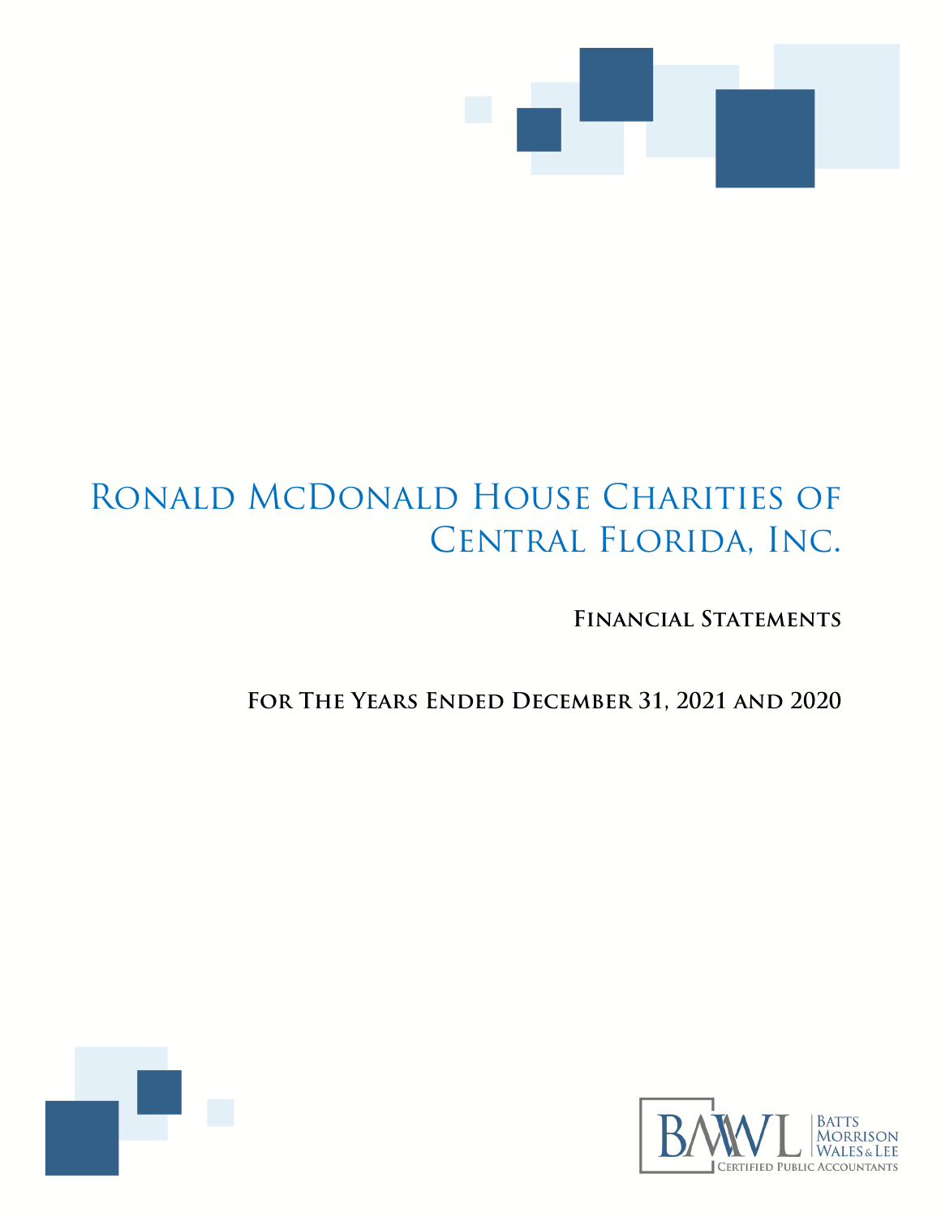# Ronald McDonald House Charities of Central Florida, Inc.

## Financial Statements

## For The Years Ended December 31, 2021 and 2020

BMWL Batts Morrison Wales & Lee Certified Public Accountants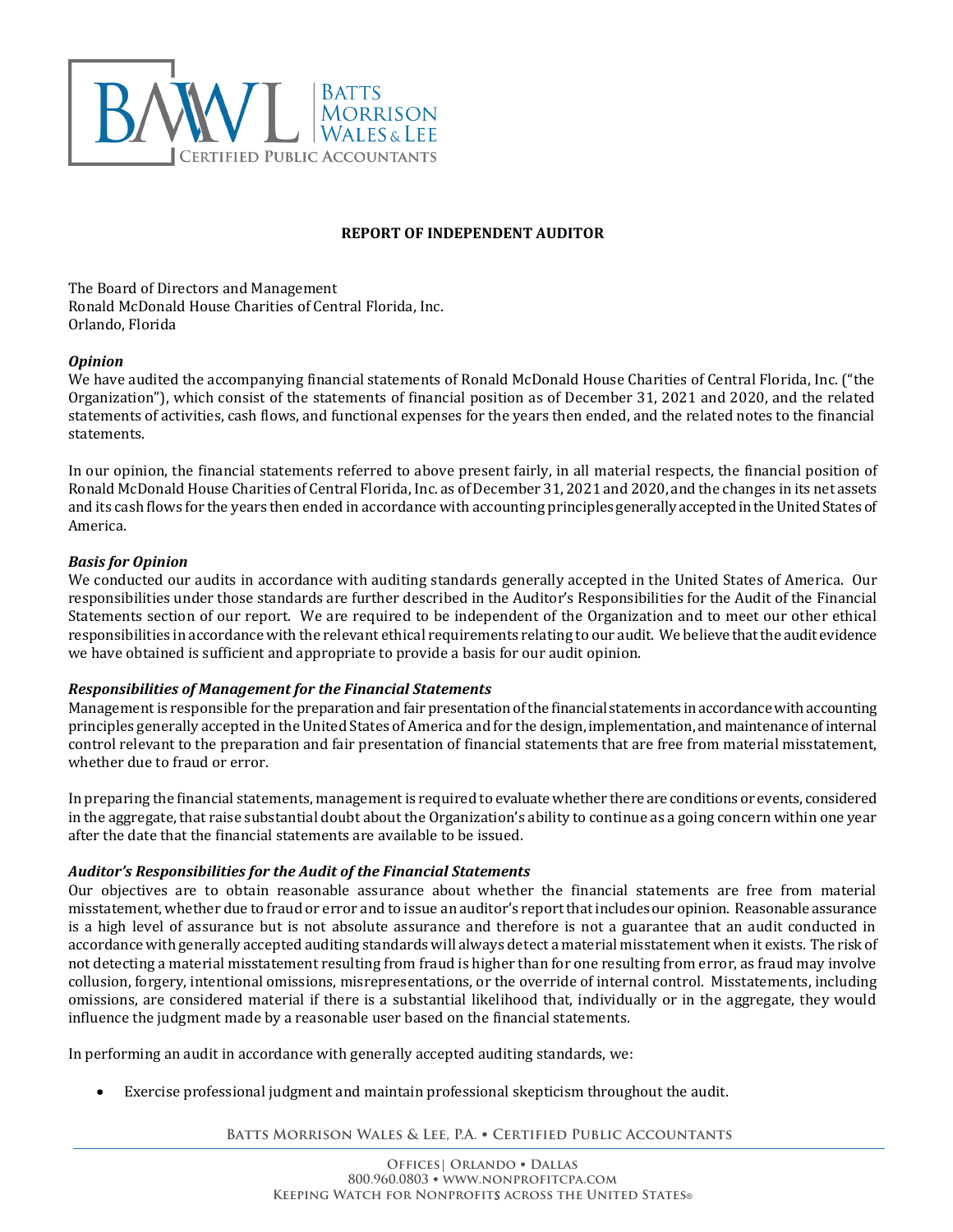# REPORT OF INDEPENDENT AUDITOR

The Board of Directors and Management
Ronald McDonald House Charities of Central Florida, Inc.
Orlando, Florida

***Opinion***

We have audited the accompanying financial statements of Ronald McDonald House Charities of Central Florida, Inc. ("the Organization"), which consist of the statements of financial position as of December 31, 2021 and 2020, and the related statements of activities, cash flows, and functional expenses for the years then ended, and the related notes to the financial statements.

In our opinion, the financial statements referred to above present fairly, in all material respects, the financial position of Ronald McDonald House Charities of Central Florida, Inc. as of December 31, 2021 and 2020, and the changes in its net assets and its cash flows for the years then ended in accordance with accounting principles generally accepted in the United States of America.

***Basis for Opinion***

We conducted our audits in accordance with auditing standards generally accepted in the United States of America. Our responsibilities under those standards are further described in the Auditor's Responsibilities for the Audit of the Financial Statements section of our report. We are required to be independent of the Organization and to meet our other ethical responsibilities in accordance with the relevant ethical requirements relating to our audit. We believe that the audit evidence we have obtained is sufficient and appropriate to provide a basis for our audit opinion.

***Responsibilities of Management for the Financial Statements***

Management is responsible for the preparation and fair presentation of the financial statements in accordance with accounting principles generally accepted in the United States of America and for the design, implementation, and maintenance of internal control relevant to the preparation and fair presentation of financial statements that are free from material misstatement, whether due to fraud or error.

In preparing the financial statements, management is required to evaluate whether there are conditions or events, considered in the aggregate, that raise substantial doubt about the Organization's ability to continue as a going concern within one year after the date that the financial statements are available to be issued.

***Auditor's Responsibilities for the Audit of the Financial Statements***

Our objectives are to obtain reasonable assurance about whether the financial statements are free from material misstatement, whether due to fraud or error and to issue an auditor's report that includes our opinion. Reasonable assurance is a high level of assurance but is not absolute assurance and therefore is not a guarantee that an audit conducted in accordance with generally accepted auditing standards will always detect a material misstatement when it exists. The risk of not detecting a material misstatement resulting from fraud is higher than for one resulting from error, as fraud may involve collusion, forgery, intentional omissions, misrepresentations, or the override of internal control. Misstatements, including omissions, are considered material if there is a substantial likelihood that, individually or in the aggregate, they would influence the judgment made by a reasonable user based on the financial statements.

In performing an audit in accordance with generally accepted auditing standards, we:

- Exercise professional judgment and maintain professional skepticism throughout the audit.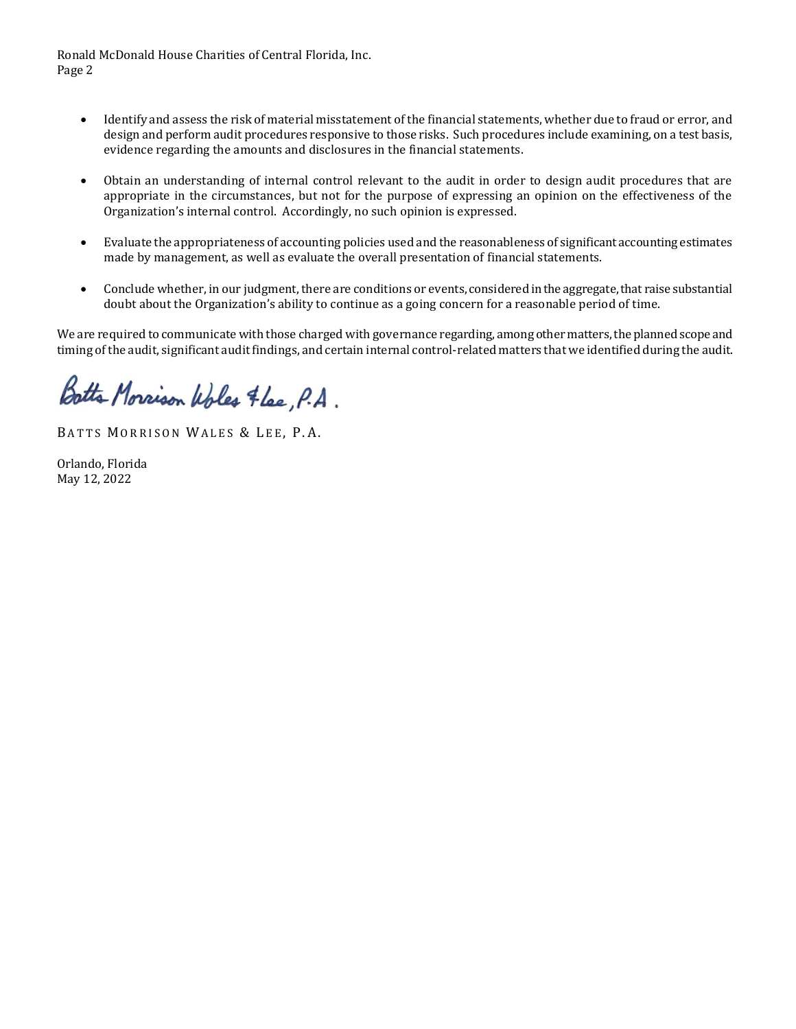- Identify and assess the risk of material misstatement of the financial statements, whether due to fraud or error, and design and perform audit procedures responsive to those risks. Such procedures include examining, on a test basis, evidence regarding the amounts and disclosures in the financial statements.

- Obtain an understanding of internal control relevant to the audit in order to design audit procedures that are appropriate in the circumstances, but not for the purpose of expressing an opinion on the effectiveness of the Organization's internal control. Accordingly, no such opinion is expressed.

- Evaluate the appropriateness of accounting policies used and the reasonableness of significant accounting estimates made by management, as well as evaluate the overall presentation of financial statements.

- Conclude whether, in our judgment, there are conditions or events, considered in the aggregate, that raise substantial doubt about the Organization's ability to continue as a going concern for a reasonable period of time.

We are required to communicate with those charged with governance regarding, among other matters, the planned scope and timing of the audit, significant audit findings, and certain internal control-related matters that we identified during the audit.

Batts Morrison Wales & Lee, P.A.

BATTS MORRISON WALES & LEE, P.A.

Orlando, Florida
May 12, 2022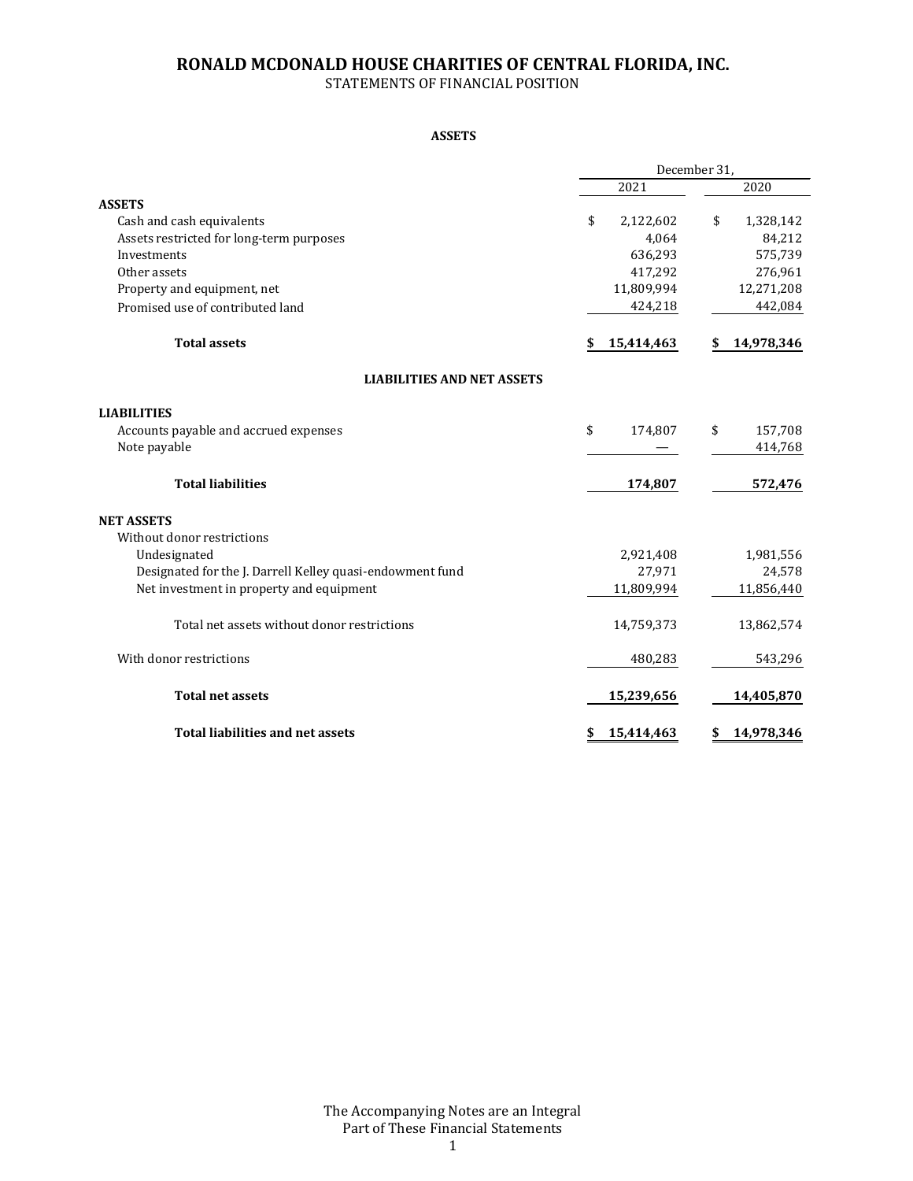# RONALD MCDONALD HOUSE CHARITIES OF CENTRAL FLORIDA, INC.

STATEMENTS OF FINANCIAL POSITION

**ASSETS**

| | December 31, 2021 | December 31, 2020 |
|---|---|---|
| **ASSETS** | | |
| Cash and cash equivalents | $ 2,122,602 | $ 1,328,142 |
| Assets restricted for long-term purposes | 4,064 | 84,212 |
| Investments | 636,293 | 575,739 |
| Other assets | 417,292 | 276,961 |
| Property and equipment, net | 11,809,994 | 12,271,208 |
| Promised use of contributed land | 424,218 | 442,084 |
| **Total assets** | **$ 15,414,463** | **$ 14,978,346** |

**LIABILITIES AND NET ASSETS**

| | 2021 | 2020 |
|---|---|---|
| **LIABILITIES** | | |
| Accounts payable and accrued expenses | $ 174,807 | $ 157,708 |
| Note payable | — | 414,768 |
| **Total liabilities** | **174,807** | **572,476** |
| **NET ASSETS** | | |
| Without donor restrictions | | |
| Undesignated | 2,921,408 | 1,981,556 |
| Designated for the J. Darrell Kelley quasi-endowment fund | 27,971 | 24,578 |
| Net investment in property and equipment | 11,809,994 | 11,856,440 |
| Total net assets without donor restrictions | 14,759,373 | 13,862,574 |
| With donor restrictions | 480,283 | 543,296 |
| **Total net assets** | **15,239,656** | **14,405,870** |
| **Total liabilities and net assets** | **$ 15,414,463** | **$ 14,978,346** |

The Accompanying Notes are an Integral Part of These Financial Statements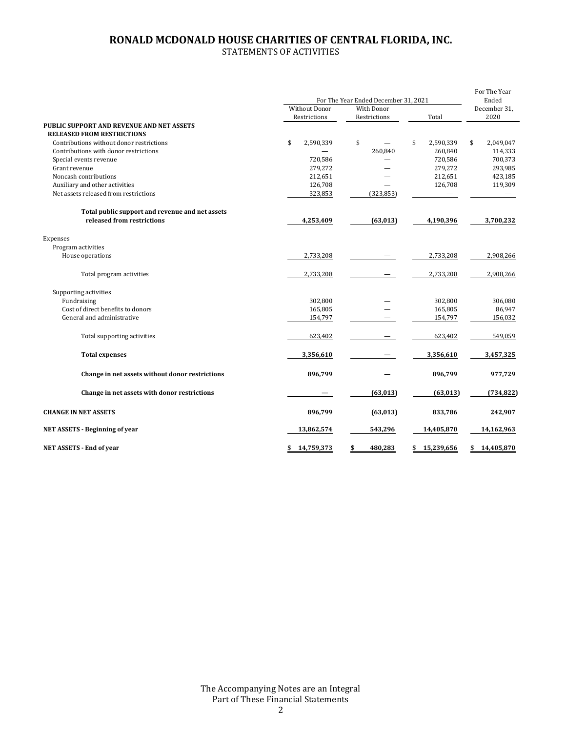# RONALD MCDONALD HOUSE CHARITIES OF CENTRAL FLORIDA, INC.

STATEMENTS OF ACTIVITIES

| | For The Year Ended December 31, 2021 | | | For The Year Ended |
|---|---|---|---|---|
| | Without Donor Restrictions | With Donor Restrictions | Total | December 31, 2020 |
| **PUBLIC SUPPORT AND REVENUE AND NET ASSETS RELEASED FROM RESTRICTIONS** | | | | |
| Contributions without donor restrictions | $ 2,590,339 | $ — | $ 2,590,339 | $ 2,049,047 |
| Contributions with donor restrictions | — | 260,840 | 260,840 | 114,333 |
| Special events revenue | 720,586 | — | 720,586 | 700,373 |
| Grant revenue | 279,272 | — | 279,272 | 293,985 |
| Noncash contributions | 212,651 | — | 212,651 | 423,185 |
| Auxiliary and other activities | 126,708 | — | 126,708 | 119,309 |
| Net assets released from restrictions | 323,853 | (323,853) | — | — |
| **Total public support and revenue and net assets released from restrictions** | **4,253,409** | **(63,013)** | **4,190,396** | **3,700,232** |
| Expenses | | | | |
| Program activities | | | | |
| House operations | 2,733,208 | — | 2,733,208 | 2,908,266 |
| Total program activities | 2,733,208 | — | 2,733,208 | 2,908,266 |
| Supporting activities | | | | |
| Fundraising | 302,800 | — | 302,800 | 306,080 |
| Cost of direct benefits to donors | 165,805 | — | 165,805 | 86,947 |
| General and administrative | 154,797 | — | 154,797 | 156,032 |
| Total supporting activities | 623,402 | — | 623,402 | 549,059 |
| **Total expenses** | **3,356,610** | **—** | **3,356,610** | **3,457,325** |
| **Change in net assets without donor restrictions** | **896,799** | **—** | **896,799** | **977,729** |
| **Change in net assets with donor restrictions** | **—** | **(63,013)** | **(63,013)** | **(734,822)** |
| **CHANGE IN NET ASSETS** | **896,799** | **(63,013)** | **833,786** | **242,907** |
| **NET ASSETS - Beginning of year** | **13,862,574** | **543,296** | **14,405,870** | **14,162,963** |
| **NET ASSETS - End of year** | **$ 14,759,373** | **$ 480,283** | **$ 15,239,656** | **$ 14,405,870** |

The Accompanying Notes are an Integral Part of These Financial Statements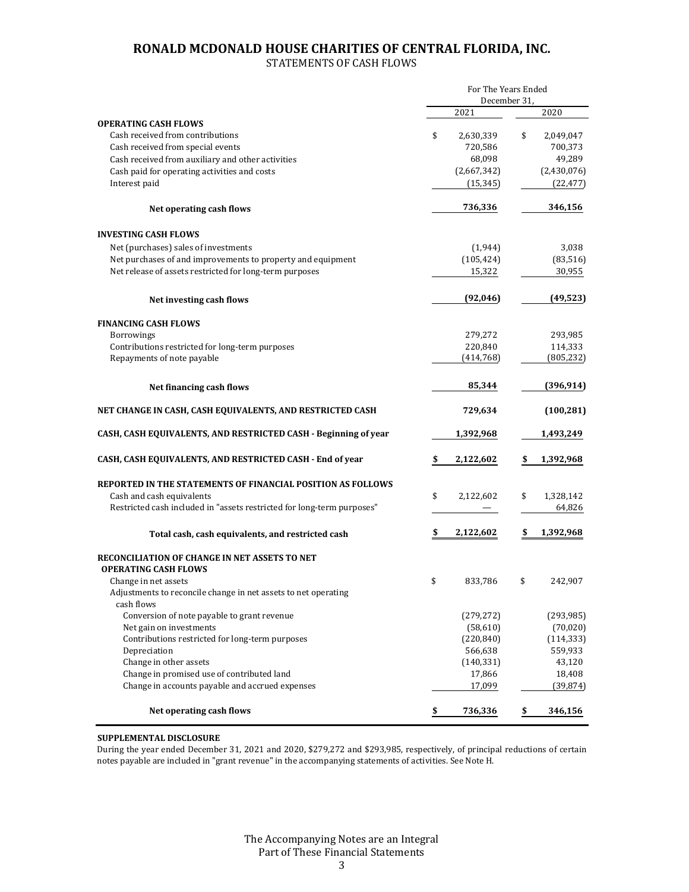# RONALD MCDONALD HOUSE CHARITIES OF CENTRAL FLORIDA, INC.

STATEMENTS OF CASH FLOWS

| | For The Years Ended December 31, 2021 | 2020 |
|---|---|---|
| **OPERATING CASH FLOWS** | | |
| Cash received from contributions | $ 2,630,339 | $ 2,049,047 |
| Cash received from special events | 720,586 | 700,373 |
| Cash received from auxiliary and other activities | 68,098 | 49,289 |
| Cash paid for operating activities and costs | (2,667,342) | (2,430,076) |
| Interest paid | (15,345) | (22,477) |
| **Net operating cash flows** | **736,336** | **346,156** |
| **INVESTING CASH FLOWS** | | |
| Net (purchases) sales of investments | (1,944) | 3,038 |
| Net purchases of and improvements to property and equipment | (105,424) | (83,516) |
| Net release of assets restricted for long-term purposes | 15,322 | 30,955 |
| **Net investing cash flows** | **(92,046)** | **(49,523)** |
| **FINANCING CASH FLOWS** | | |
| Borrowings | 279,272 | 293,985 |
| Contributions restricted for long-term purposes | 220,840 | 114,333 |
| Repayments of note payable | (414,768) | (805,232) |
| **Net financing cash flows** | **85,344** | **(396,914)** |
| **NET CHANGE IN CASH, CASH EQUIVALENTS, AND RESTRICTED CASH** | **729,634** | **(100,281)** |
| **CASH, CASH EQUIVALENTS, AND RESTRICTED CASH - Beginning of year** | **1,392,968** | **1,493,249** |
| **CASH, CASH EQUIVALENTS, AND RESTRICTED CASH - End of year** | **$ 2,122,602** | **$ 1,392,968** |
| **REPORTED IN THE STATEMENTS OF FINANCIAL POSITION AS FOLLOWS** | | |
| Cash and cash equivalents | $ 2,122,602 | $ 1,328,142 |
| Restricted cash included in "assets restricted for long-term purposes" | — | 64,826 |
| **Total cash, cash equivalents, and restricted cash** | **$ 2,122,602** | **$ 1,392,968** |
| **RECONCILIATION OF CHANGE IN NET ASSETS TO NET OPERATING CASH FLOWS** | | |
| Change in net assets | $ 833,786 | $ 242,907 |
| Adjustments to reconcile change in net assets to net operating cash flows | | |
| Conversion of note payable to grant revenue | (279,272) | (293,985) |
| Net gain on investments | (58,610) | (70,020) |
| Contributions restricted for long-term purposes | (220,840) | (114,333) |
| Depreciation | 566,638 | 559,933 |
| Change in other assets | (140,331) | 43,120 |
| Change in promised use of contributed land | 17,866 | 18,408 |
| Change in accounts payable and accrued expenses | 17,099 | (39,874) |
| **Net operating cash flows** | **$ 736,336** | **$ 346,156** |

**SUPPLEMENTAL DISCLOSURE**

During the year ended December 31, 2021 and 2020, $279,272 and $293,985, respectively, of principal reductions of certain notes payable are included in "grant revenue" in the accompanying statements of activities. See Note H.

The Accompanying Notes are an Integral Part of These Financial Statements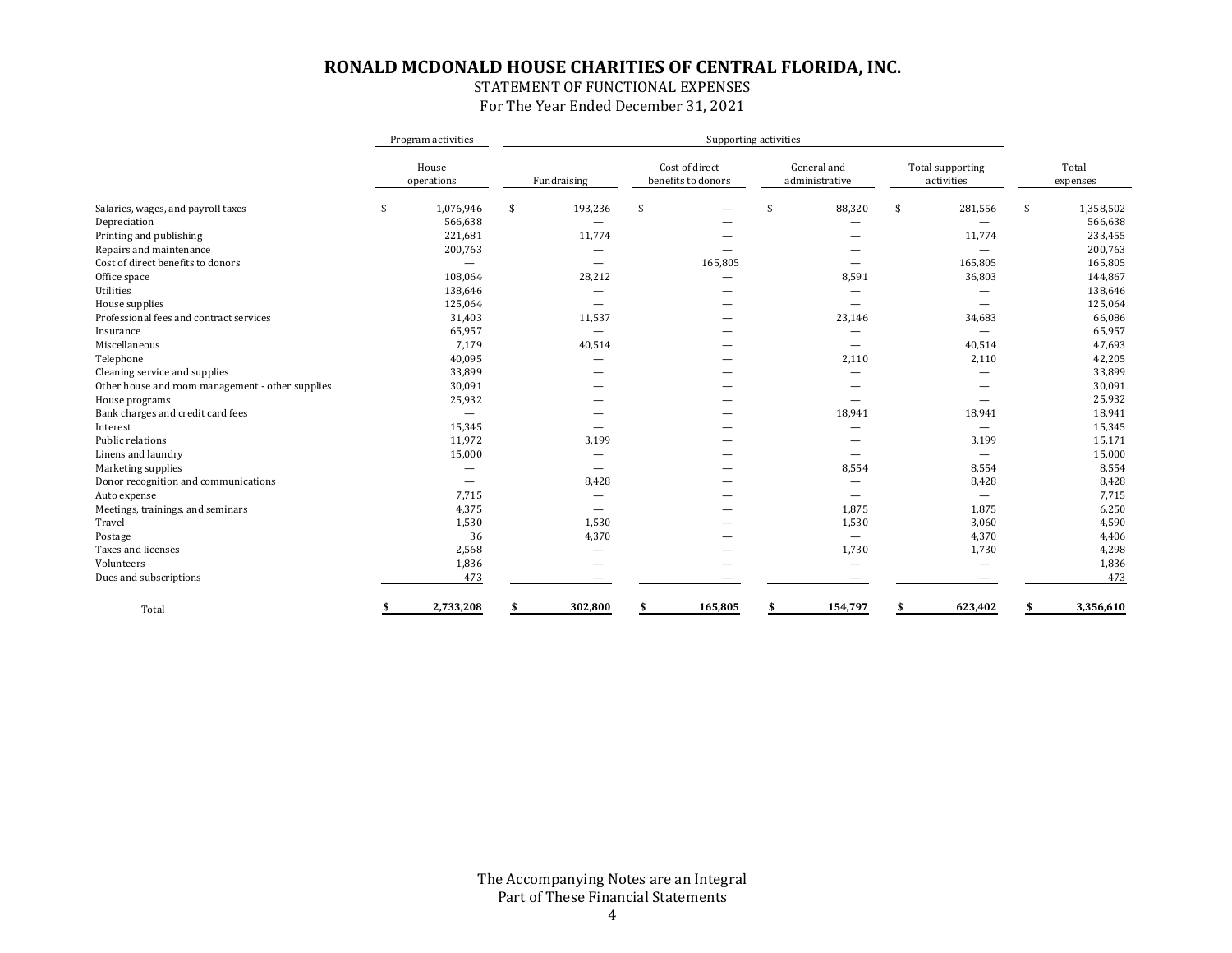# RONALD MCDONALD HOUSE CHARITIES OF CENTRAL FLORIDA, INC.

STATEMENT OF FUNCTIONAL EXPENSES

For The Year Ended December 31, 2021

| | Program activities | Supporting activities | | | | |
|---|---|---|---|---|---|---|
| | House operations | Fundraising | Cost of direct benefits to donors | General and administrative | Total supporting activities | Total expenses |
| Salaries, wages, and payroll taxes | $ 1,076,946 | $ 193,236 | $ — | $ 88,320 | $ 281,556 | $ 1,358,502 |
| Depreciation | 566,638 | — | — | — | — | 566,638 |
| Printing and publishing | 221,681 | 11,774 | — | — | 11,774 | 233,455 |
| Repairs and maintenance | 200,763 | — | — | — | — | 200,763 |
| Cost of direct benefits to donors | — | — | 165,805 | — | 165,805 | 165,805 |
| Office space | 108,064 | 28,212 | — | 8,591 | 36,803 | 144,867 |
| Utilities | 138,646 | — | — | — | — | 138,646 |
| House supplies | 125,064 | — | — | — | — | 125,064 |
| Professional fees and contract services | 31,403 | 11,537 | — | 23,146 | 34,683 | 66,086 |
| Insurance | 65,957 | — | — | — | — | 65,957 |
| Miscellaneous | 7,179 | 40,514 | — | — | 40,514 | 47,693 |
| Telephone | 40,095 | — | — | 2,110 | 2,110 | 42,205 |
| Cleaning service and supplies | 33,899 | — | — | — | — | 33,899 |
| Other house and room management - other supplies | 30,091 | — | — | — | — | 30,091 |
| House programs | 25,932 | — | — | — | — | 25,932 |
| Bank charges and credit card fees | — | — | — | 18,941 | 18,941 | 18,941 |
| Interest | 15,345 | — | — | — | — | 15,345 |
| Public relations | 11,972 | 3,199 | — | — | 3,199 | 15,171 |
| Linens and laundry | 15,000 | — | — | — | — | 15,000 |
| Marketing supplies | — | — | — | 8,554 | 8,554 | 8,554 |
| Donor recognition and communications | — | 8,428 | — | — | 8,428 | 8,428 |
| Auto expense | 7,715 | — | — | — | — | 7,715 |
| Meetings, trainings, and seminars | 4,375 | — | — | 1,875 | 1,875 | 6,250 |
| Travel | 1,530 | 1,530 | — | 1,530 | 3,060 | 4,590 |
| Postage | 36 | 4,370 | — | — | 4,370 | 4,406 |
| Taxes and licenses | 2,568 | — | — | 1,730 | 1,730 | 4,298 |
| Volunteers | 1,836 | — | — | — | — | 1,836 |
| Dues and subscriptions | 473 | — | — | — | — | 473 |
| Total | **$ 2,733,208** | **$ 302,800** | **$ 165,805** | **$ 154,797** | **$ 623,402** | **$ 3,356,610** |

The Accompanying Notes are an Integral Part of These Financial Statements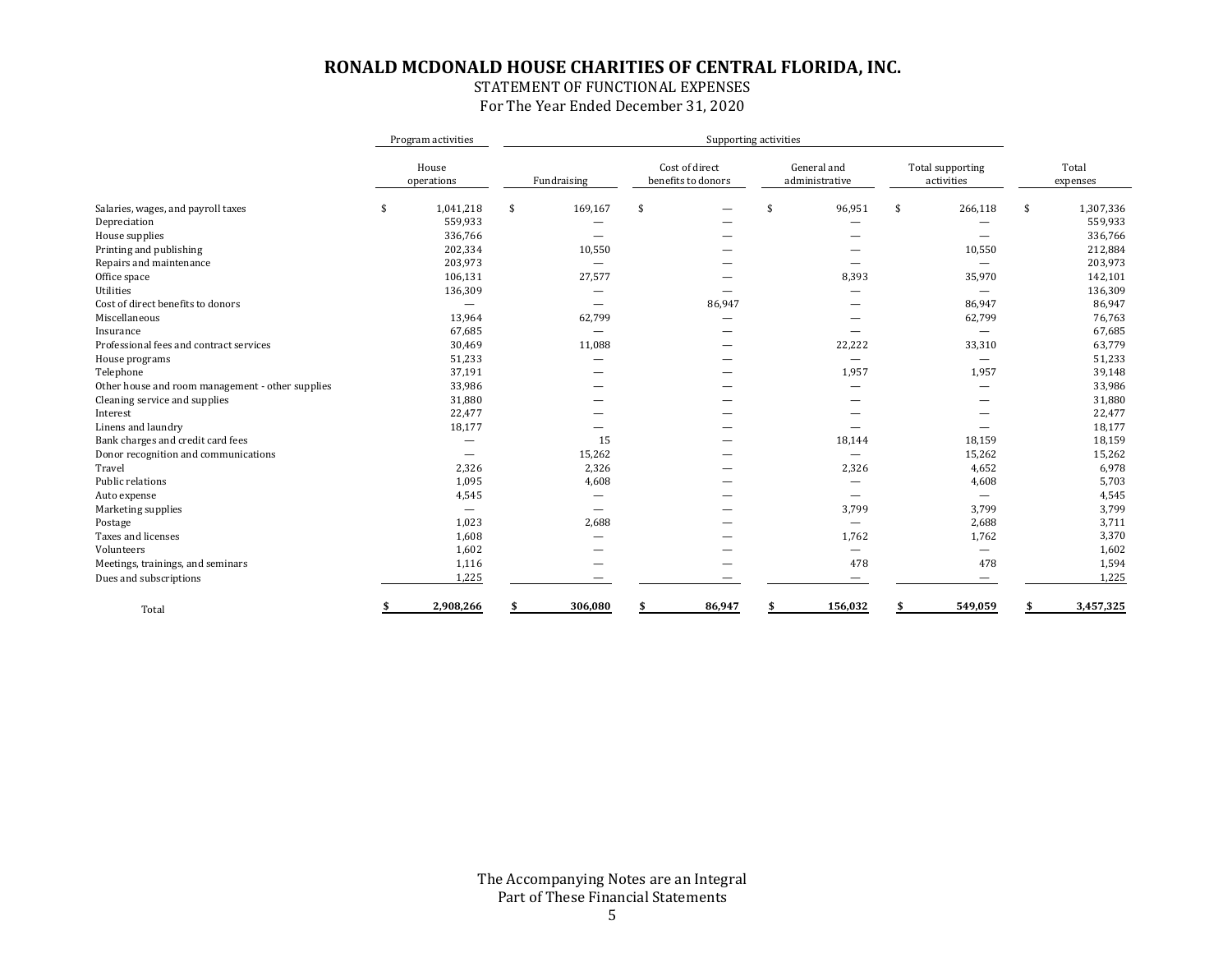# RONALD MCDONALD HOUSE CHARITIES OF CENTRAL FLORIDA, INC.

STATEMENT OF FUNCTIONAL EXPENSES

For The Year Ended December 31, 2020

| | Program activities | Supporting activities | | | | |
|---|---|---|---|---|---|---|
| | House operations | Fundraising | Cost of direct benefits to donors | General and administrative | Total supporting activities | Total expenses |
| Salaries, wages, and payroll taxes | $ 1,041,218 | $ 169,167 | $ — | $ 96,951 | $ 266,118 | $ 1,307,336 |
| Depreciation | 559,933 | — | — | — | — | 559,933 |
| House supplies | 336,766 | — | — | — | — | 336,766 |
| Printing and publishing | 202,334 | 10,550 | — | — | 10,550 | 212,884 |
| Repairs and maintenance | 203,973 | — | — | — | — | 203,973 |
| Office space | 106,131 | 27,577 | — | 8,393 | 35,970 | 142,101 |
| Utilities | 136,309 | — | — | — | — | 136,309 |
| Cost of direct benefits to donors | — | — | 86,947 | — | 86,947 | 86,947 |
| Miscellaneous | 13,964 | 62,799 | — | — | 62,799 | 76,763 |
| Insurance | 67,685 | — | — | — | — | 67,685 |
| Professional fees and contract services | 30,469 | 11,088 | — | 22,222 | 33,310 | 63,779 |
| House programs | 51,233 | — | — | — | — | 51,233 |
| Telephone | 37,191 | — | — | 1,957 | 1,957 | 39,148 |
| Other house and room management - other supplies | 33,986 | — | — | — | — | 33,986 |
| Cleaning service and supplies | 31,880 | — | — | — | — | 31,880 |
| Interest | 22,477 | — | — | — | — | 22,477 |
| Linens and laundry | 18,177 | — | — | — | — | 18,177 |
| Bank charges and credit card fees | — | 15 | — | 18,144 | 18,159 | 18,159 |
| Donor recognition and communications | — | 15,262 | — | — | 15,262 | 15,262 |
| Travel | 2,326 | 2,326 | — | 2,326 | 4,652 | 6,978 |
| Public relations | 1,095 | 4,608 | — | — | 4,608 | 5,703 |
| Auto expense | 4,545 | — | — | — | — | 4,545 |
| Marketing supplies | — | — | — | 3,799 | 3,799 | 3,799 |
| Postage | 1,023 | 2,688 | — | — | 2,688 | 3,711 |
| Taxes and licenses | 1,608 | — | — | 1,762 | 1,762 | 3,370 |
| Volunteers | 1,602 | — | — | — | — | 1,602 |
| Meetings, trainings, and seminars | 1,116 | — | — | 478 | 478 | 1,594 |
| Dues and subscriptions | 1,225 | — | — | — | — | 1,225 |
| Total | **$ 2,908,266** | **$ 306,080** | **$ 86,947** | **$ 156,032** | **$ 549,059** | **$ 3,457,325** |

The Accompanying Notes are an Integral Part of These Financial Statements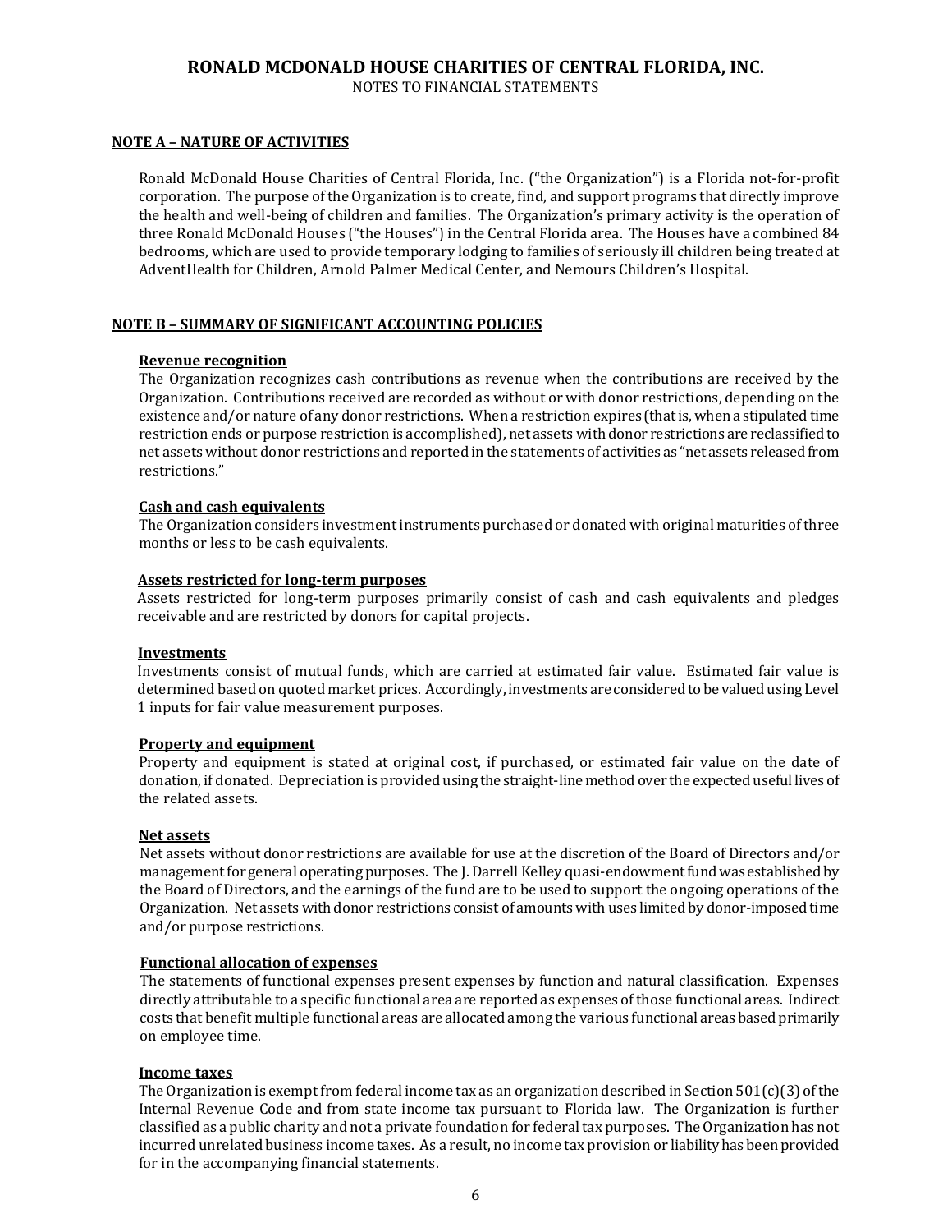# RONALD MCDONALD HOUSE CHARITIES OF CENTRAL FLORIDA, INC.

NOTES TO FINANCIAL STATEMENTS

## NOTE A – NATURE OF ACTIVITIES

Ronald McDonald House Charities of Central Florida, Inc. ("the Organization") is a Florida not-for-profit corporation. The purpose of the Organization is to create, find, and support programs that directly improve the health and well-being of children and families. The Organization's primary activity is the operation of three Ronald McDonald Houses ("the Houses") in the Central Florida area. The Houses have a combined 84 bedrooms, which are used to provide temporary lodging to families of seriously ill children being treated at AdventHealth for Children, Arnold Palmer Medical Center, and Nemours Children's Hospital.

## NOTE B – SUMMARY OF SIGNIFICANT ACCOUNTING POLICIES

### Revenue recognition

The Organization recognizes cash contributions as revenue when the contributions are received by the Organization. Contributions received are recorded as without or with donor restrictions, depending on the existence and/or nature of any donor restrictions. When a restriction expires (that is, when a stipulated time restriction ends or purpose restriction is accomplished), net assets with donor restrictions are reclassified to net assets without donor restrictions and reported in the statements of activities as "net assets released from restrictions."

### Cash and cash equivalents

The Organization considers investment instruments purchased or donated with original maturities of three months or less to be cash equivalents.

### Assets restricted for long-term purposes

Assets restricted for long-term purposes primarily consist of cash and cash equivalents and pledges receivable and are restricted by donors for capital projects.

### Investments

Investments consist of mutual funds, which are carried at estimated fair value. Estimated fair value is determined based on quoted market prices. Accordingly, investments are considered to be valued using Level 1 inputs for fair value measurement purposes.

### Property and equipment

Property and equipment is stated at original cost, if purchased, or estimated fair value on the date of donation, if donated. Depreciation is provided using the straight-line method over the expected useful lives of the related assets.

### Net assets

Net assets without donor restrictions are available for use at the discretion of the Board of Directors and/or management for general operating purposes. The J. Darrell Kelley quasi-endowment fund was established by the Board of Directors, and the earnings of the fund are to be used to support the ongoing operations of the Organization. Net assets with donor restrictions consist of amounts with uses limited by donor-imposed time and/or purpose restrictions.

### Functional allocation of expenses

The statements of functional expenses present expenses by function and natural classification. Expenses directly attributable to a specific functional area are reported as expenses of those functional areas. Indirect costs that benefit multiple functional areas are allocated among the various functional areas based primarily on employee time.

### Income taxes

The Organization is exempt from federal income tax as an organization described in Section 501(c)(3) of the Internal Revenue Code and from state income tax pursuant to Florida law. The Organization is further classified as a public charity and not a private foundation for federal tax purposes. The Organization has not incurred unrelated business income taxes. As a result, no income tax provision or liability has been provided for in the accompanying financial statements.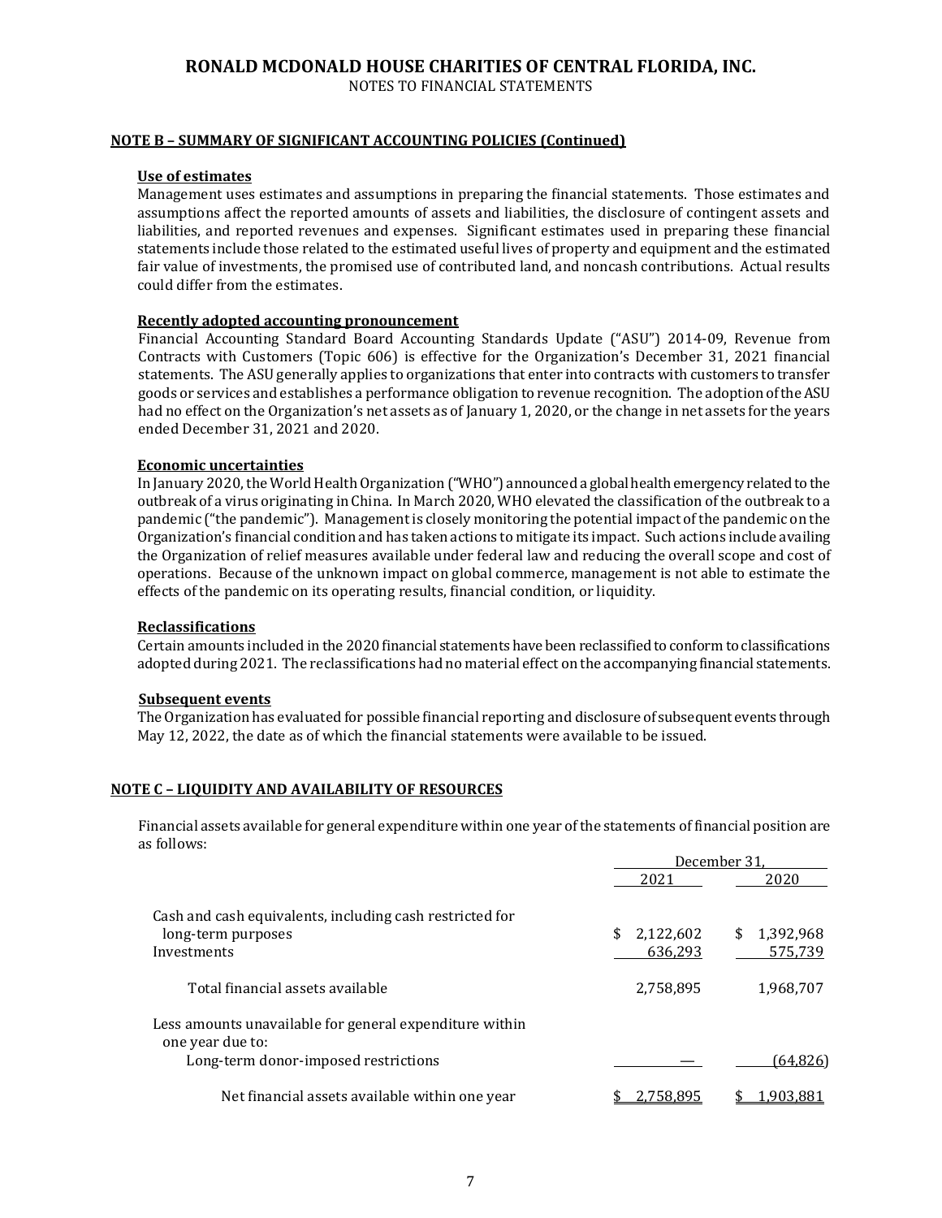# RONALD MCDONALD HOUSE CHARITIES OF CENTRAL FLORIDA, INC.

NOTES TO FINANCIAL STATEMENTS

## NOTE B – SUMMARY OF SIGNIFICANT ACCOUNTING POLICIES (Continued)

### Use of estimates

Management uses estimates and assumptions in preparing the financial statements. Those estimates and assumptions affect the reported amounts of assets and liabilities, the disclosure of contingent assets and liabilities, and reported revenues and expenses. Significant estimates used in preparing these financial statements include those related to the estimated useful lives of property and equipment and the estimated fair value of investments, the promised use of contributed land, and noncash contributions. Actual results could differ from the estimates.

### Recently adopted accounting pronouncement

Financial Accounting Standard Board Accounting Standards Update ("ASU") 2014-09, Revenue from Contracts with Customers (Topic 606) is effective for the Organization's December 31, 2021 financial statements. The ASU generally applies to organizations that enter into contracts with customers to transfer goods or services and establishes a performance obligation to revenue recognition. The adoption of the ASU had no effect on the Organization's net assets as of January 1, 2020, or the change in net assets for the years ended December 31, 2021 and 2020.

### Economic uncertainties

In January 2020, the World Health Organization ("WHO") announced a global health emergency related to the outbreak of a virus originating in China. In March 2020, WHO elevated the classification of the outbreak to a pandemic ("the pandemic"). Management is closely monitoring the potential impact of the pandemic on the Organization's financial condition and has taken actions to mitigate its impact. Such actions include availing the Organization of relief measures available under federal law and reducing the overall scope and cost of operations. Because of the unknown impact on global commerce, management is not able to estimate the effects of the pandemic on its operating results, financial condition, or liquidity.

### Reclassifications

Certain amounts included in the 2020 financial statements have been reclassified to conform to classifications adopted during 2021. The reclassifications had no material effect on the accompanying financial statements.

### Subsequent events

The Organization has evaluated for possible financial reporting and disclosure of subsequent events through May 12, 2022, the date as of which the financial statements were available to be issued.

## NOTE C – LIQUIDITY AND AVAILABILITY OF RESOURCES

Financial assets available for general expenditure within one year of the statements of financial position are as follows:

| | December 31, | |
|---|---|---|
| | 2021 | 2020 |
| Cash and cash equivalents, including cash restricted for long-term purposes | $ 2,122,602 | $ 1,392,968 |
| Investments | 636,293 | 575,739 |
| Total financial assets available | 2,758,895 | 1,968,707 |
| Less amounts unavailable for general expenditure within one year due to: | | |
| Long-term donor-imposed restrictions | — | (64,826) |
| Net financial assets available within one year | $ 2,758,895 | $ 1,903,881 |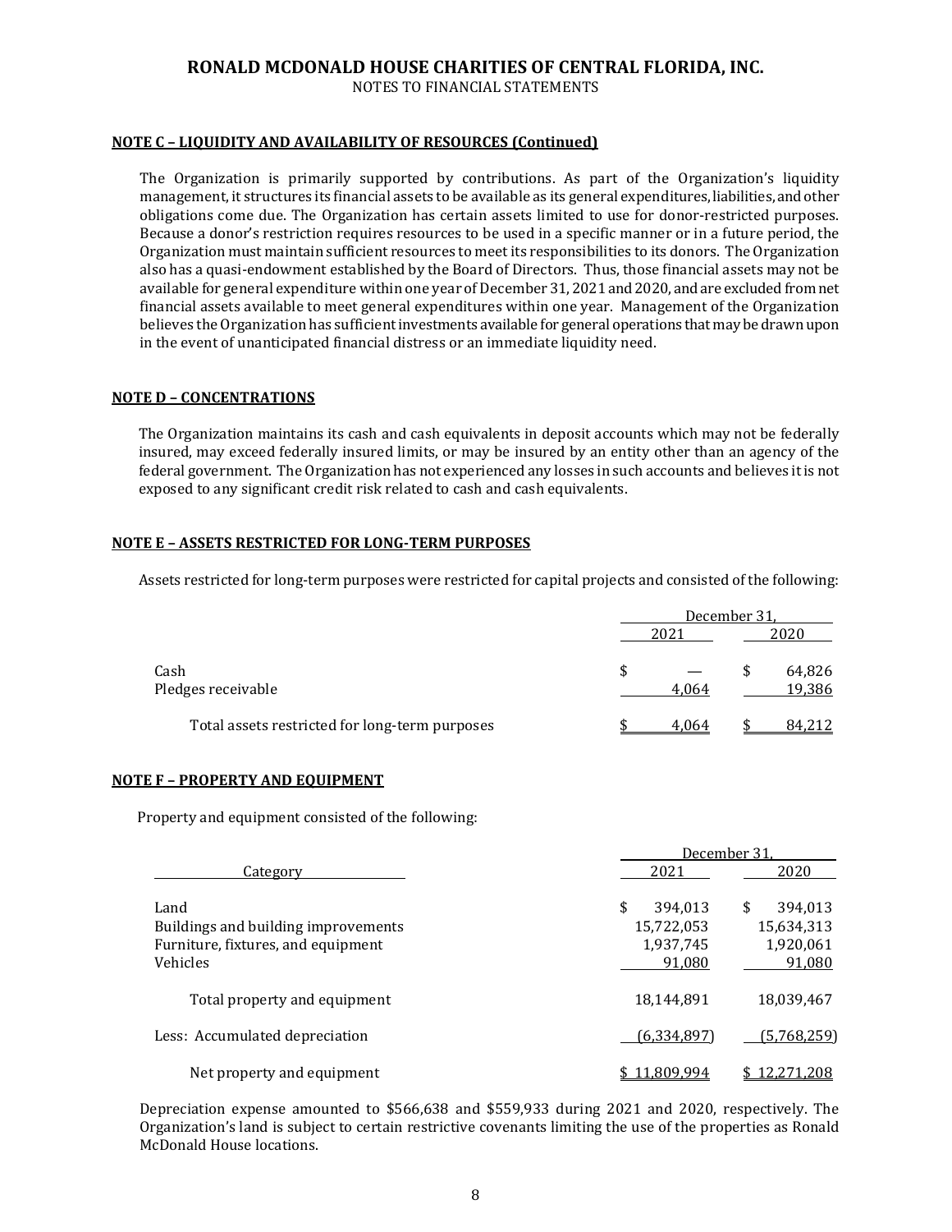**RONALD MCDONALD HOUSE CHARITIES OF CENTRAL FLORIDA, INC.**
NOTES TO FINANCIAL STATEMENTS

## NOTE C – LIQUIDITY AND AVAILABILITY OF RESOURCES (Continued)

The Organization is primarily supported by contributions. As part of the Organization's liquidity management, it structures its financial assets to be available as its general expenditures, liabilities, and other obligations come due. The Organization has certain assets limited to use for donor-restricted purposes. Because a donor's restriction requires resources to be used in a specific manner or in a future period, the Organization must maintain sufficient resources to meet its responsibilities to its donors. The Organization also has a quasi-endowment established by the Board of Directors. Thus, those financial assets may not be available for general expenditure within one year of December 31, 2021 and 2020, and are excluded from net financial assets available to meet general expenditures within one year. Management of the Organization believes the Organization has sufficient investments available for general operations that may be drawn upon in the event of unanticipated financial distress or an immediate liquidity need.

## NOTE D – CONCENTRATIONS

The Organization maintains its cash and cash equivalents in deposit accounts which may not be federally insured, may exceed federally insured limits, or may be insured by an entity other than an agency of the federal government. The Organization has not experienced any losses in such accounts and believes it is not exposed to any significant credit risk related to cash and cash equivalents.

## NOTE E – ASSETS RESTRICTED FOR LONG-TERM PURPOSES

Assets restricted for long-term purposes were restricted for capital projects and consisted of the following:

| | December 31, | |
|---|---|---|
| | 2021 | 2020 |
| Cash | $ — | $ 64,826 |
| Pledges receivable | 4,064 | 19,386 |
| Total assets restricted for long-term purposes | $ 4,064 | $ 84,212 |

## NOTE F – PROPERTY AND EQUIPMENT

Property and equipment consisted of the following:

| | December 31, | |
|---|---|---|
| Category | 2021 | 2020 |
| Land | $ 394,013 | $ 394,013 |
| Buildings and building improvements | 15,722,053 | 15,634,313 |
| Furniture, fixtures, and equipment | 1,937,745 | 1,920,061 |
| Vehicles | 91,080 | 91,080 |
| Total property and equipment | 18,144,891 | 18,039,467 |
| Less: Accumulated depreciation | (6,334,897) | (5,768,259) |
| Net property and equipment | $ 11,809,994 | $ 12,271,208 |

Depreciation expense amounted to $566,638 and $559,933 during 2021 and 2020, respectively. The Organization's land is subject to certain restrictive covenants limiting the use of the properties as Ronald McDonald House locations.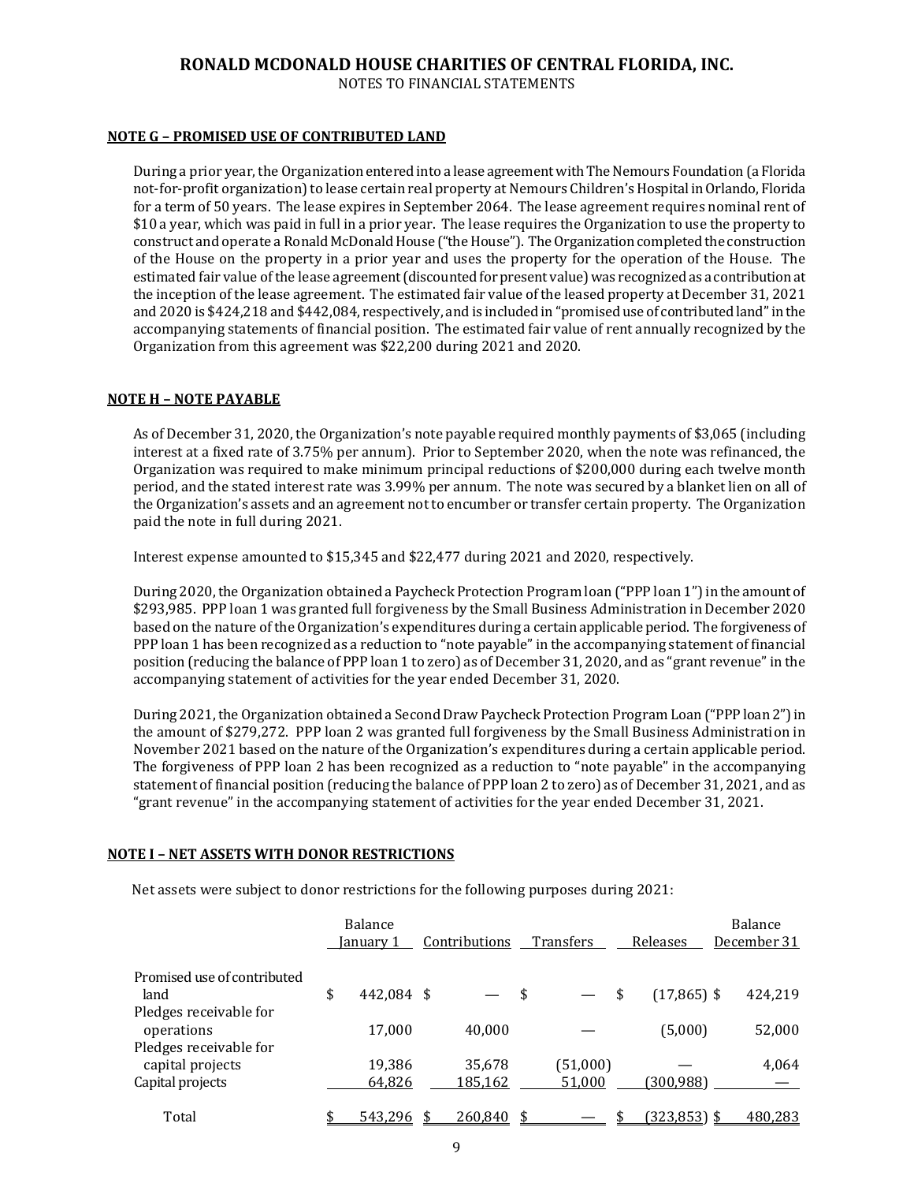## NOTE G – PROMISED USE OF CONTRIBUTED LAND

During a prior year, the Organization entered into a lease agreement with The Nemours Foundation (a Florida not-for-profit organization) to lease certain real property at Nemours Children's Hospital in Orlando, Florida for a term of 50 years. The lease expires in September 2064. The lease agreement requires nominal rent of $10 a year, which was paid in full in a prior year. The lease requires the Organization to use the property to construct and operate a Ronald McDonald House ("the House"). The Organization completed the construction of the House on the property in a prior year and uses the property for the operation of the House. The estimated fair value of the lease agreement (discounted for present value) was recognized as a contribution at the inception of the lease agreement. The estimated fair value of the leased property at December 31, 2021 and 2020 is $424,218 and $442,084, respectively, and is included in "promised use of contributed land" in the accompanying statements of financial position. The estimated fair value of rent annually recognized by the Organization from this agreement was $22,200 during 2021 and 2020.

## NOTE H – NOTE PAYABLE

As of December 31, 2020, the Organization's note payable required monthly payments of $3,065 (including interest at a fixed rate of 3.75% per annum). Prior to September 2020, when the note was refinanced, the Organization was required to make minimum principal reductions of $200,000 during each twelve month period, and the stated interest rate was 3.99% per annum. The note was secured by a blanket lien on all of the Organization's assets and an agreement not to encumber or transfer certain property. The Organization paid the note in full during 2021.

Interest expense amounted to $15,345 and $22,477 during 2021 and 2020, respectively.

During 2020, the Organization obtained a Paycheck Protection Program loan ("PPP loan 1") in the amount of $293,985. PPP loan 1 was granted full forgiveness by the Small Business Administration in December 2020 based on the nature of the Organization's expenditures during a certain applicable period. The forgiveness of PPP loan 1 has been recognized as a reduction to "note payable" in the accompanying statement of financial position (reducing the balance of PPP loan 1 to zero) as of December 31, 2020, and as "grant revenue" in the accompanying statement of activities for the year ended December 31, 2020.

During 2021, the Organization obtained a Second Draw Paycheck Protection Program Loan ("PPP loan 2") in the amount of $279,272. PPP loan 2 was granted full forgiveness by the Small Business Administration in November 2021 based on the nature of the Organization's expenditures during a certain applicable period. The forgiveness of PPP loan 2 has been recognized as a reduction to "note payable" in the accompanying statement of financial position (reducing the balance of PPP loan 2 to zero) as of December 31, 2021, and as "grant revenue" in the accompanying statement of activities for the year ended December 31, 2021.

## NOTE I – NET ASSETS WITH DONOR RESTRICTIONS

Net assets were subject to donor restrictions for the following purposes during 2021:

| | Balance January 1 | Contributions | Transfers | Releases | Balance December 31 |
|---|---|---|---|---|---|
| Promised use of contributed land | $ 442,084 | $ — | $ — | $ (17,865) | $ 424,219 |
| Pledges receivable for operations | 17,000 | 40,000 | — | (5,000) | 52,000 |
| Pledges receivable for capital projects | 19,386 | 35,678 | (51,000) | — | 4,064 |
| Capital projects | 64,826 | 185,162 | 51,000 | (300,988) | — |
| Total | $ 543,296 | $ 260,840 | $ — | $ (323,853) | $ 480,283 |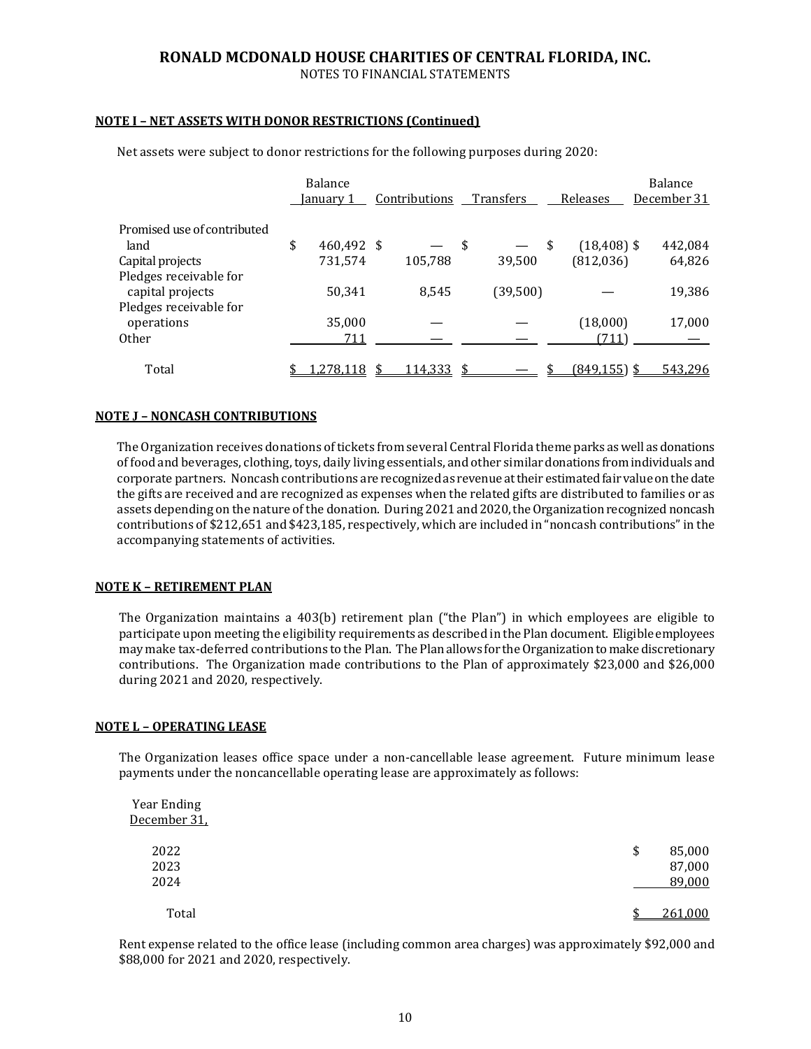**RONALD MCDONALD HOUSE CHARITIES OF CENTRAL FLORIDA, INC.**
NOTES TO FINANCIAL STATEMENTS

## NOTE I – NET ASSETS WITH DONOR RESTRICTIONS (Continued)

Net assets were subject to donor restrictions for the following purposes during 2020:

| | Balance January 1 | Contributions | Transfers | Releases | Balance December 31 |
|---|---|---|---|---|---|
| Promised use of contributed land | $ 460,492 | $ — | $ — | $ (18,408) | $ 442,084 |
| Capital projects | 731,574 | 105,788 | 39,500 | (812,036) | 64,826 |
| Pledges receivable for capital projects | 50,341 | 8,545 | (39,500) | — | 19,386 |
| Pledges receivable for operations | 35,000 | — | — | (18,000) | 17,000 |
| Other | 711 | — | — | (711) | — |
| Total | $ 1,278,118 | $ 114,333 | $ — | $ (849,155) | $ 543,296 |

## NOTE J – NONCASH CONTRIBUTIONS

The Organization receives donations of tickets from several Central Florida theme parks as well as donations of food and beverages, clothing, toys, daily living essentials, and other similar donations from individuals and corporate partners. Noncash contributions are recognized as revenue at their estimated fair value on the date the gifts are received and are recognized as expenses when the related gifts are distributed to families or as assets depending on the nature of the donation. During 2021 and 2020, the Organization recognized noncash contributions of $212,651 and $423,185, respectively, which are included in "noncash contributions" in the accompanying statements of activities.

## NOTE K – RETIREMENT PLAN

The Organization maintains a 403(b) retirement plan ("the Plan") in which employees are eligible to participate upon meeting the eligibility requirements as described in the Plan document. Eligible employees may make tax-deferred contributions to the Plan. The Plan allows for the Organization to make discretionary contributions. The Organization made contributions to the Plan of approximately $23,000 and $26,000 during 2021 and 2020, respectively.

## NOTE L – OPERATING LEASE

The Organization leases office space under a non-cancellable lease agreement. Future minimum lease payments under the noncancellable operating lease are approximately as follows:

| Year Ending December 31, | |
|---|---|
| 2022 | $ 85,000 |
| 2023 | 87,000 |
| 2024 | 89,000 |
| Total | $ 261,000 |

Rent expense related to the office lease (including common area charges) was approximately $92,000 and $88,000 for 2021 and 2020, respectively.